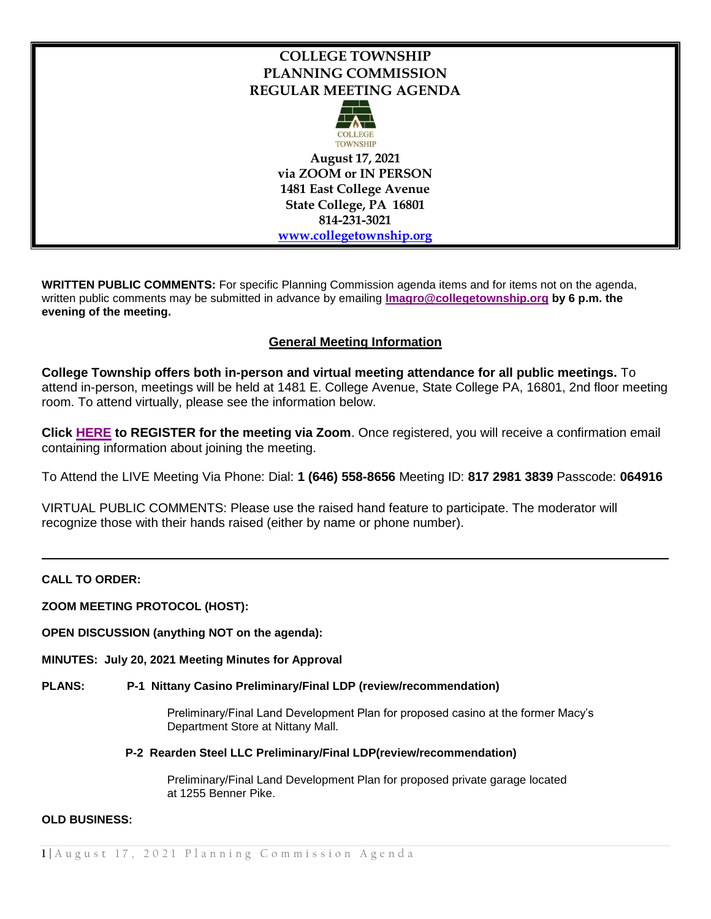# COLLEGE TOWNSHIP PLANNING COMMISSION REGULAR MEETING AGENDA

**August 17, 2021**
**via ZOOM or IN PERSON**
**1481 East College Avenue**
**State College, PA 16801**
**814-231-3021**
**www.collegetownship.org**

**WRITTEN PUBLIC COMMENTS:** For specific Planning Commission agenda items and for items not on the agenda, written public comments may be submitted in advance by emailing **lmagro@collegetownship.org by 6 p.m. the evening of the meeting.**

## General Meeting Information

**College Township offers both in-person and virtual meeting attendance for all public meetings.** To attend in-person, meetings will be held at 1481 E. College Avenue, State College PA, 16801, 2nd floor meeting room. To attend virtually, please see the information below.

**Click HERE to REGISTER for the meeting via Zoom**. Once registered, you will receive a confirmation email containing information about joining the meeting.

To Attend the LIVE Meeting Via Phone: Dial: **1 (646) 558-8656** Meeting ID: **817 2981 3839** Passcode: **064916**

VIRTUAL PUBLIC COMMENTS: Please use the raised hand feature to participate. The moderator will recognize those with their hands raised (either by name or phone number).

---

**CALL TO ORDER:**

**ZOOM MEETING PROTOCOL (HOST):**

**OPEN DISCUSSION (anything NOT on the agenda):**

**MINUTES: July 20, 2021 Meeting Minutes for Approval**

**PLANS: P-1 Nittany Casino Preliminary/Final LDP (review/recommendation)**

Preliminary/Final Land Development Plan for proposed casino at the former Macy's Department Store at Nittany Mall.

**P-2 Rearden Steel LLC Preliminary/Final LDP(review/recommendation)**

Preliminary/Final Land Development Plan for proposed private garage located at 1255 Benner Pike.

**OLD BUSINESS:**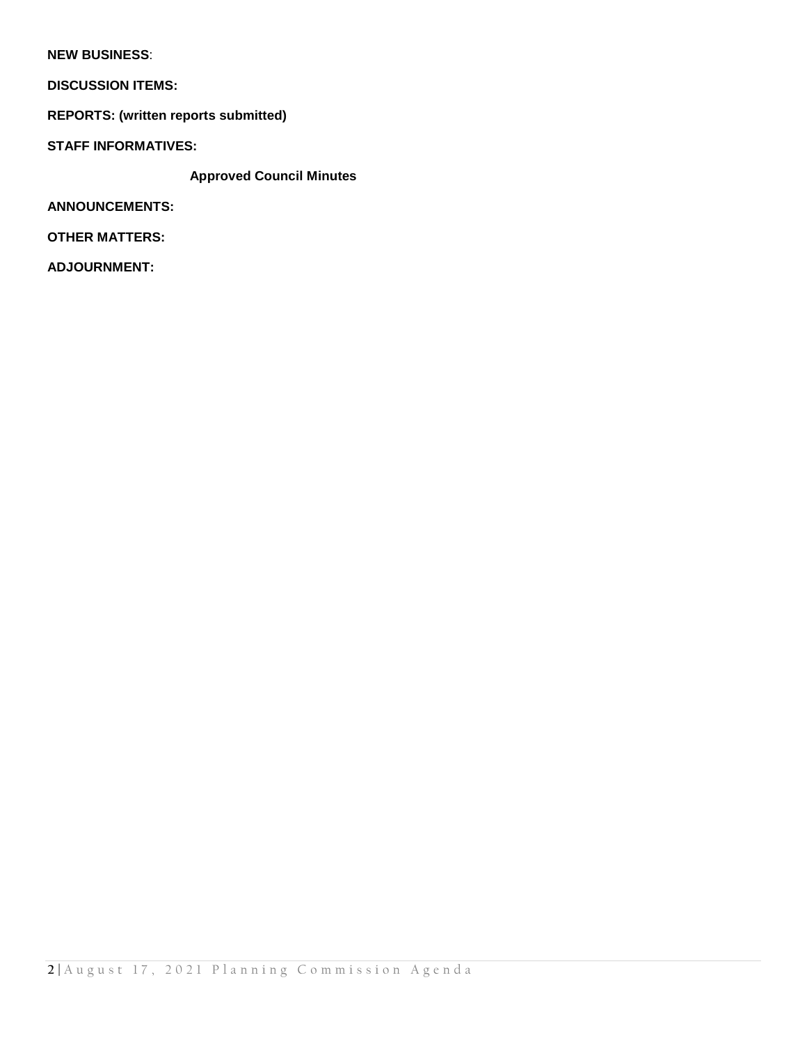**NEW BUSINESS**:

**DISCUSSION ITEMS:**

**REPORTS: (written reports submitted)**

**STAFF INFORMATIVES:**

**Approved Council Minutes**

**ANNOUNCEMENTS:**

**OTHER MATTERS:**

**ADJOURNMENT:**